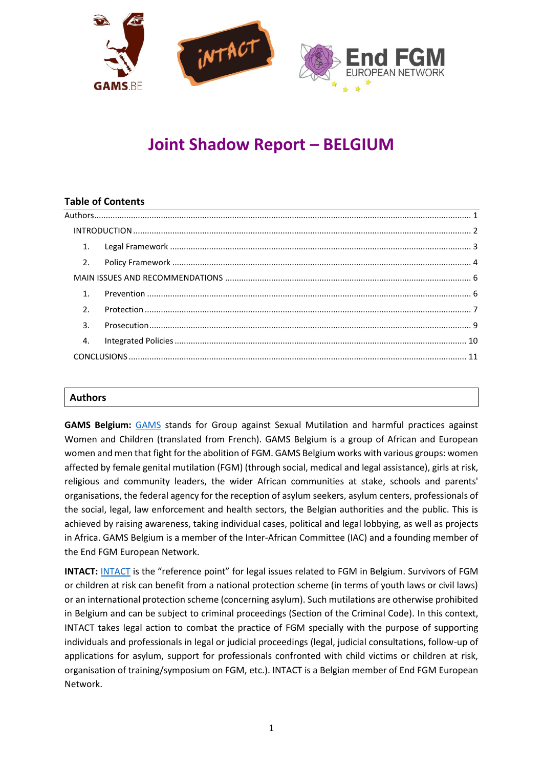# Joint Shadow Report – BELGIUM

## Table of Contents

Authors ................................................ 1

INTRODUCTION ................................................ 2

1. Legal Framework ................................................ 3
2. Policy Framework ................................................ 4

MAIN ISSUES AND RECOMMENDATIONS ................................................ 6

1. Prevention ................................................ 6
2. Protection ................................................ 7
3. Prosecution ................................................ 9
4. Integrated Policies ................................................ 10

CONCLUSIONS ................................................ 11

## Authors

**GAMS Belgium:** GAMS stands for Group against Sexual Mutilation and harmful practices against Women and Children (translated from French). GAMS Belgium is a group of African and European women and men that fight for the abolition of FGM. GAMS Belgium works with various groups: women affected by female genital mutilation (FGM) (through social, medical and legal assistance), girls at risk, religious and community leaders, the wider African communities at stake, schools and parents' organisations, the federal agency for the reception of asylum seekers, asylum centers, professionals of the social, legal, law enforcement and health sectors, the Belgian authorities and the public. This is achieved by raising awareness, taking individual cases, political and legal lobbying, as well as projects in Africa. GAMS Belgium is a member of the Inter-African Committee (IAC) and a founding member of the End FGM European Network.

**INTACT:** INTACT is the "reference point" for legal issues related to FGM in Belgium. Survivors of FGM or children at risk can benefit from a national protection scheme (in terms of youth laws or civil laws) or an international protection scheme (concerning asylum). Such mutilations are otherwise prohibited in Belgium and can be subject to criminal proceedings (Section of the Criminal Code). In this context, INTACT takes legal action to combat the practice of FGM specially with the purpose of supporting individuals and professionals in legal or judicial proceedings (legal, judicial consultations, follow-up of applications for asylum, support for professionals confronted with child victims or children at risk, organisation of training/symposium on FGM, etc.). INTACT is a Belgian member of End FGM European Network.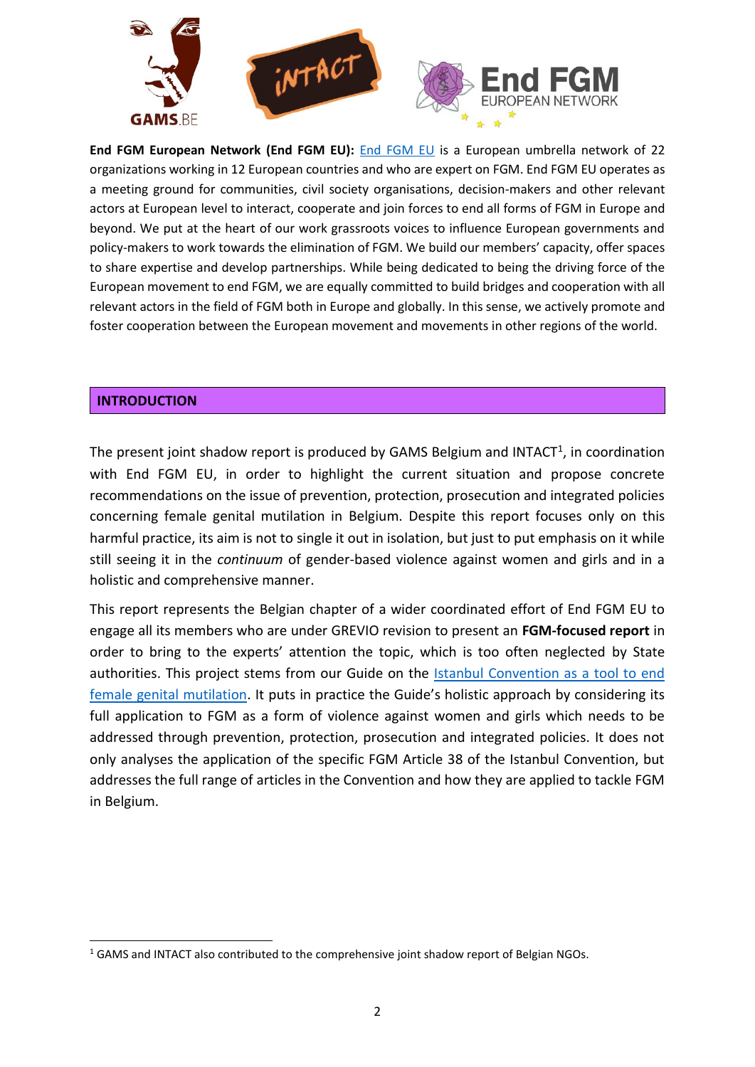**End FGM European Network (End FGM EU):** [End FGM EU]() is a European umbrella network of 22 organizations working in 12 European countries and who are expert on FGM. End FGM EU operates as a meeting ground for communities, civil society organisations, decision-makers and other relevant actors at European level to interact, cooperate and join forces to end all forms of FGM in Europe and beyond. We put at the heart of our work grassroots voices to influence European governments and policy-makers to work towards the elimination of FGM. We build our members' capacity, offer spaces to share expertise and develop partnerships. While being dedicated to being the driving force of the European movement to end FGM, we are equally committed to build bridges and cooperation with all relevant actors in the field of FGM both in Europe and globally. In this sense, we actively promote and foster cooperation between the European movement and movements in other regions of the world.

## INTRODUCTION

The present joint shadow report is produced by GAMS Belgium and INTACT[1], in coordination with End FGM EU, in order to highlight the current situation and propose concrete recommendations on the issue of prevention, protection, prosecution and integrated policies concerning female genital mutilation in Belgium. Despite this report focuses only on this harmful practice, its aim is not to single it out in isolation, but just to put emphasis on it while still seeing it in the *continuum* of gender-based violence against women and girls and in a holistic and comprehensive manner.

This report represents the Belgian chapter of a wider coordinated effort of End FGM EU to engage all its members who are under GREVIO revision to present an **FGM-focused report** in order to bring to the experts' attention the topic, which is too often neglected by State authorities. This project stems from our Guide on the [Istanbul Convention as a tool to end female genital mutilation](). It puts in practice the Guide's holistic approach by considering its full application to FGM as a form of violence against women and girls which needs to be addressed through prevention, protection, prosecution and integrated policies. It does not only analyses the application of the specific FGM Article 38 of the Istanbul Convention, but addresses the full range of articles in the Convention and how they are applied to tackle FGM in Belgium.

[1] GAMS and INTACT also contributed to the comprehensive joint shadow report of Belgian NGOs.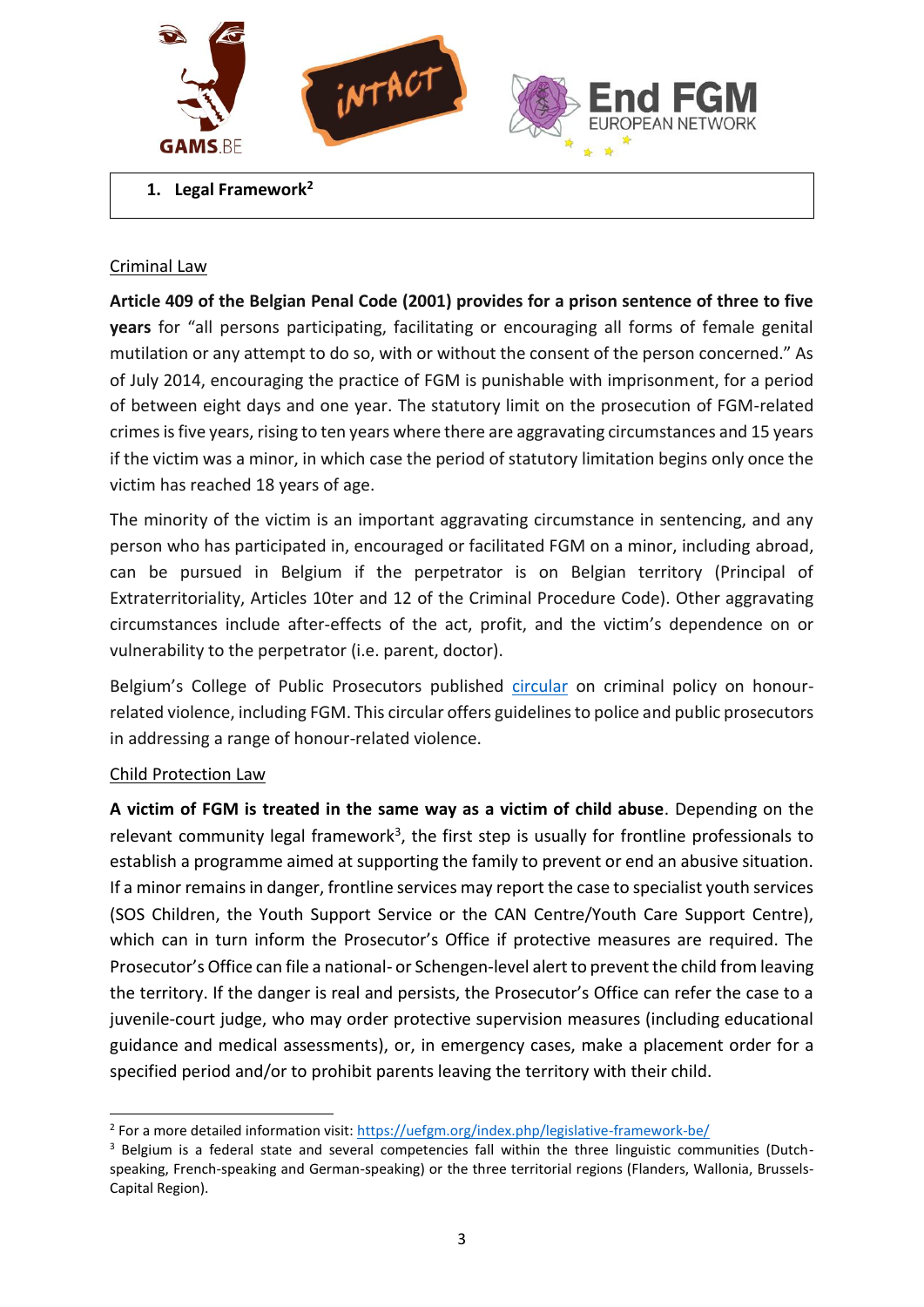## 1. Legal Framework[2]

### Criminal Law

**Article 409 of the Belgian Penal Code (2001) provides for a prison sentence of three to five years** for "all persons participating, facilitating or encouraging all forms of female genital mutilation or any attempt to do so, with or without the consent of the person concerned." As of July 2014, encouraging the practice of FGM is punishable with imprisonment, for a period of between eight days and one year. The statutory limit on the prosecution of FGM-related crimes is five years, rising to ten years where there are aggravating circumstances and 15 years if the victim was a minor, in which case the period of statutory limitation begins only once the victim has reached 18 years of age.

The minority of the victim is an important aggravating circumstance in sentencing, and any person who has participated in, encouraged or facilitated FGM on a minor, including abroad, can be pursued in Belgium if the perpetrator is on Belgian territory (Principal of Extraterritoriality, Articles 10ter and 12 of the Criminal Procedure Code). Other aggravating circumstances include after-effects of the act, profit, and the victim's dependence on or vulnerability to the perpetrator (i.e. parent, doctor).

Belgium's College of Public Prosecutors published circular on criminal policy on honour-related violence, including FGM. This circular offers guidelines to police and public prosecutors in addressing a range of honour-related violence.

### Child Protection Law

**A victim of FGM is treated in the same way as a victim of child abuse**. Depending on the relevant community legal framework[3], the first step is usually for frontline professionals to establish a programme aimed at supporting the family to prevent or end an abusive situation. If a minor remains in danger, frontline services may report the case to specialist youth services (SOS Children, the Youth Support Service or the CAN Centre/Youth Care Support Centre), which can in turn inform the Prosecutor's Office if protective measures are required. The Prosecutor's Office can file a national- or Schengen-level alert to prevent the child from leaving the territory. If the danger is real and persists, the Prosecutor's Office can refer the case to a juvenile-court judge, who may order protective supervision measures (including educational guidance and medical assessments), or, in emergency cases, make a placement order for a specified period and/or to prohibit parents leaving the territory with their child.

---

[2] For a more detailed information visit: https://uefgm.org/index.php/legislative-framework-be/

[3] Belgium is a federal state and several competencies fall within the three linguistic communities (Dutch-speaking, French-speaking and German-speaking) or the three territorial regions (Flanders, Wallonia, Brussels-Capital Region).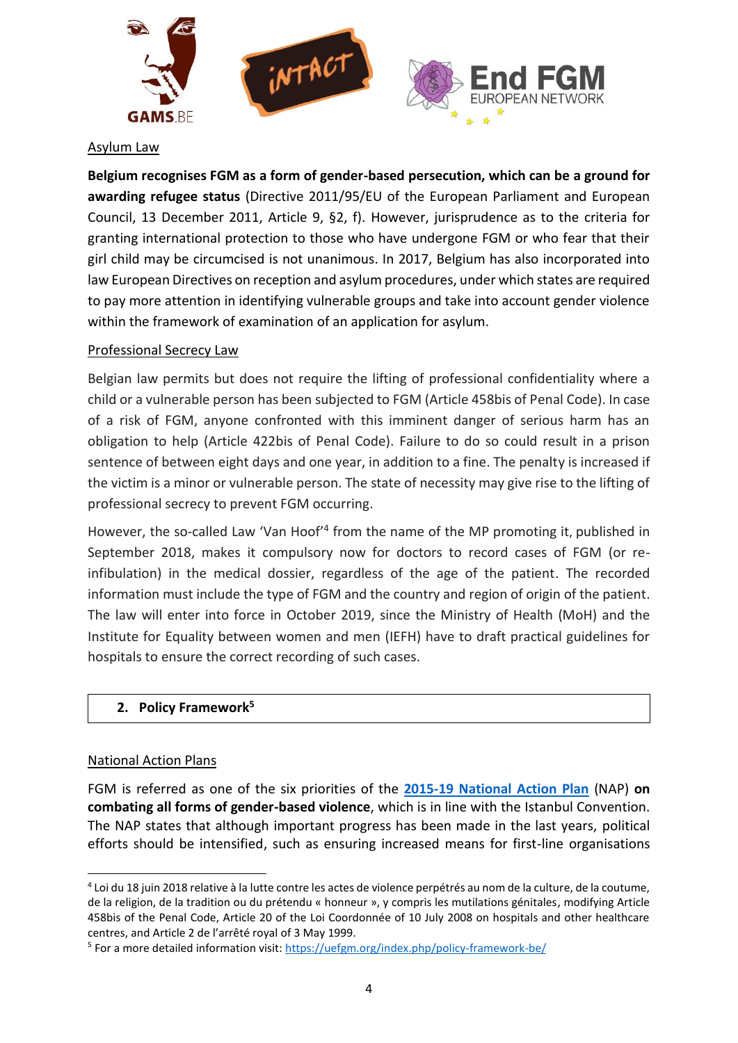Asylum Law

**Belgium recognises FGM as a form of gender-based persecution, which can be a ground for awarding refugee status** (Directive 2011/95/EU of the European Parliament and European Council, 13 December 2011, Article 9, §2, f). However, jurisprudence as to the criteria for granting international protection to those who have undergone FGM or who fear that their girl child may be circumcised is not unanimous. In 2017, Belgium has also incorporated into law European Directives on reception and asylum procedures, under which states are required to pay more attention in identifying vulnerable groups and take into account gender violence within the framework of examination of an application for asylum.

Professional Secrecy Law

Belgian law permits but does not require the lifting of professional confidentiality where a child or a vulnerable person has been subjected to FGM (Article 458bis of Penal Code). In case of a risk of FGM, anyone confronted with this imminent danger of serious harm has an obligation to help (Article 422bis of Penal Code). Failure to do so could result in a prison sentence of between eight days and one year, in addition to a fine. The penalty is increased if the victim is a minor or vulnerable person. The state of necessity may give rise to the lifting of professional secrecy to prevent FGM occurring.

However, the so-called Law 'Van Hoof'[4] from the name of the MP promoting it, published in September 2018, makes it compulsory now for doctors to record cases of FGM (or re-infibulation) in the medical dossier, regardless of the age of the patient. The recorded information must include the type of FGM and the country and region of origin of the patient. The law will enter into force in October 2019, since the Ministry of Health (MoH) and the Institute for Equality between women and men (IEFH) have to draft practical guidelines for hospitals to ensure the correct recording of such cases.

## 2. Policy Framework[5]

National Action Plans

FGM is referred as one of the six priorities of the **2015-19 National Action Plan** (NAP) **on combating all forms of gender-based violence**, which is in line with the Istanbul Convention. The NAP states that although important progress has been made in the last years, political efforts should be intensified, such as ensuring increased means for first-line organisations

---

[4] Loi du 18 juin 2018 relative à la lutte contre les actes de violence perpétrés au nom de la culture, de la coutume, de la religion, de la tradition ou du prétendu « honneur », y compris les mutilations génitales, modifying Article 458bis of the Penal Code, Article 20 of the Loi Coordonnée of 10 July 2008 on hospitals and other healthcare centres, and Article 2 de l'arrêté royal of 3 May 1999.

[5] For a more detailed information visit: https://uefgm.org/index.php/policy-framework-be/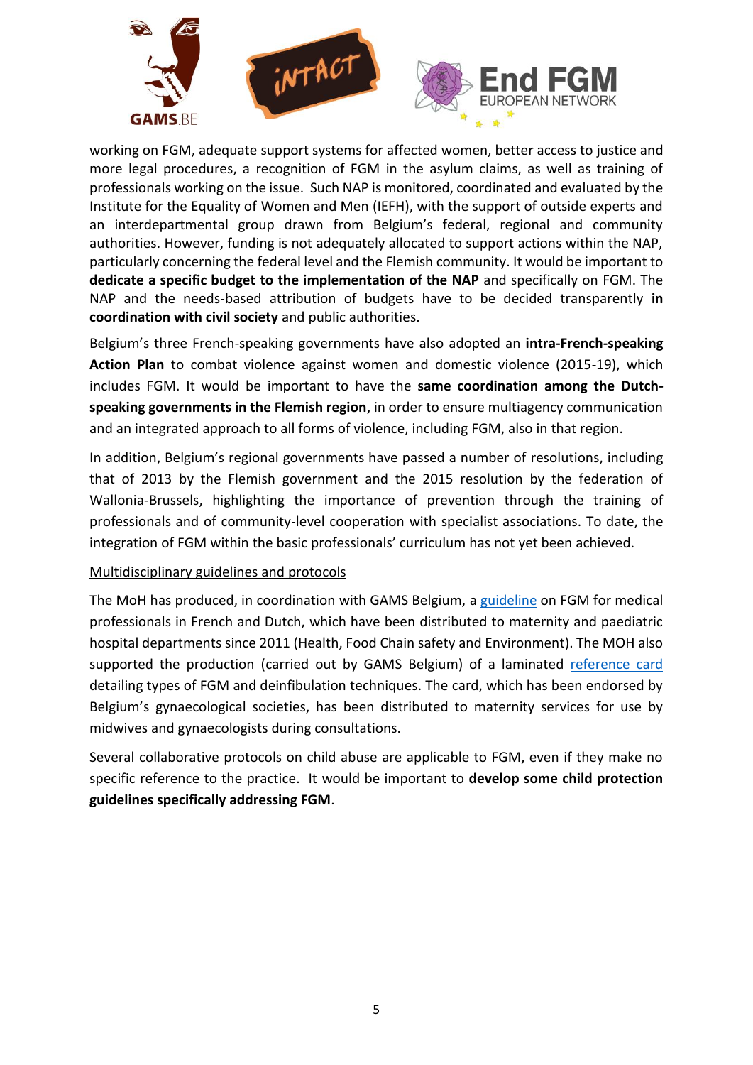working on FGM, adequate support systems for affected women, better access to justice and more legal procedures, a recognition of FGM in the asylum claims, as well as training of professionals working on the issue. Such NAP is monitored, coordinated and evaluated by the Institute for the Equality of Women and Men (IEFH), with the support of outside experts and an interdepartmental group drawn from Belgium's federal, regional and community authorities. However, funding is not adequately allocated to support actions within the NAP, particularly concerning the federal level and the Flemish community. It would be important to **dedicate a specific budget to the implementation of the NAP** and specifically on FGM. The NAP and the needs-based attribution of budgets have to be decided transparently **in coordination with civil society** and public authorities.

Belgium's three French-speaking governments have also adopted an **intra-French-speaking Action Plan** to combat violence against women and domestic violence (2015-19), which includes FGM. It would be important to have the **same coordination among the Dutch-speaking governments in the Flemish region**, in order to ensure multiagency communication and an integrated approach to all forms of violence, including FGM, also in that region.

In addition, Belgium's regional governments have passed a number of resolutions, including that of 2013 by the Flemish government and the 2015 resolution by the federation of Wallonia-Brussels, highlighting the importance of prevention through the training of professionals and of community-level cooperation with specialist associations. To date, the integration of FGM within the basic professionals' curriculum has not yet been achieved.

<u>Multidisciplinary guidelines and protocols</u>

The MoH has produced, in coordination with GAMS Belgium, a guideline on FGM for medical professionals in French and Dutch, which have been distributed to maternity and paediatric hospital departments since 2011 (Health, Food Chain safety and Environment). The MOH also supported the production (carried out by GAMS Belgium) of a laminated reference card detailing types of FGM and deinfibulation techniques. The card, which has been endorsed by Belgium's gynaecological societies, has been distributed to maternity services for use by midwives and gynaecologists during consultations.

Several collaborative protocols on child abuse are applicable to FGM, even if they make no specific reference to the practice. It would be important to **develop some child protection guidelines specifically addressing FGM**.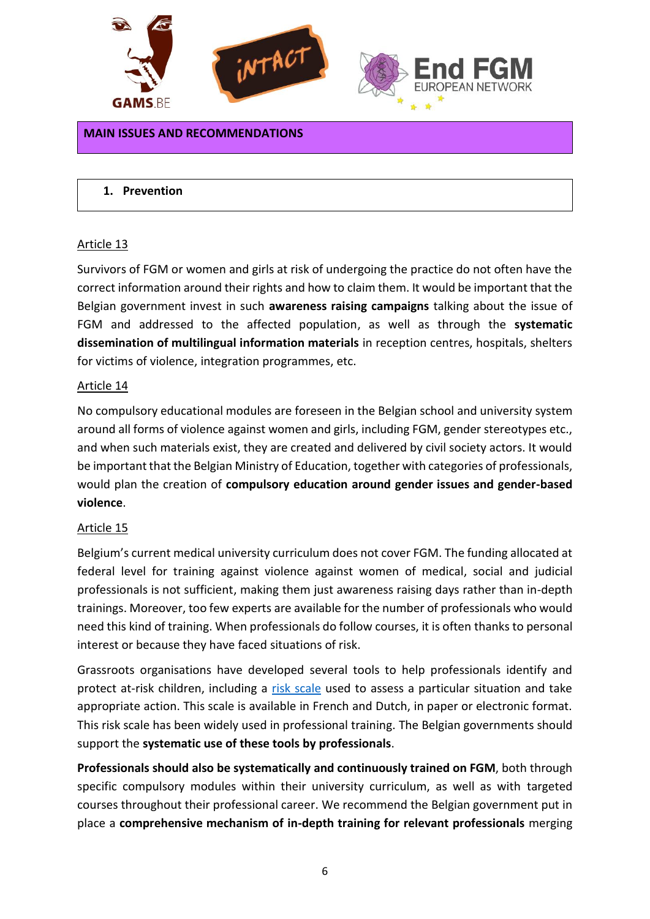## MAIN ISSUES AND RECOMMENDATIONS

### 1. Prevention

Article 13

Survivors of FGM or women and girls at risk of undergoing the practice do not often have the correct information around their rights and how to claim them. It would be important that the Belgian government invest in such **awareness raising campaigns** talking about the issue of FGM and addressed to the affected population, as well as through the **systematic dissemination of multilingual information materials** in reception centres, hospitals, shelters for victims of violence, integration programmes, etc.

Article 14

No compulsory educational modules are foreseen in the Belgian school and university system around all forms of violence against women and girls, including FGM, gender stereotypes etc., and when such materials exist, they are created and delivered by civil society actors. It would be important that the Belgian Ministry of Education, together with categories of professionals, would plan the creation of **compulsory education around gender issues and gender-based violence**.

Article 15

Belgium's current medical university curriculum does not cover FGM. The funding allocated at federal level for training against violence against women of medical, social and judicial professionals is not sufficient, making them just awareness raising days rather than in-depth trainings. Moreover, too few experts are available for the number of professionals who would need this kind of training. When professionals do follow courses, it is often thanks to personal interest or because they have faced situations of risk.

Grassroots organisations have developed several tools to help professionals identify and protect at-risk children, including a risk scale used to assess a particular situation and take appropriate action. This scale is available in French and Dutch, in paper or electronic format. This risk scale has been widely used in professional training. The Belgian governments should support the **systematic use of these tools by professionals**.

**Professionals should also be systematically and continuously trained on FGM**, both through specific compulsory modules within their university curriculum, as well as with targeted courses throughout their professional career. We recommend the Belgian government put in place a **comprehensive mechanism of in-depth training for relevant professionals** merging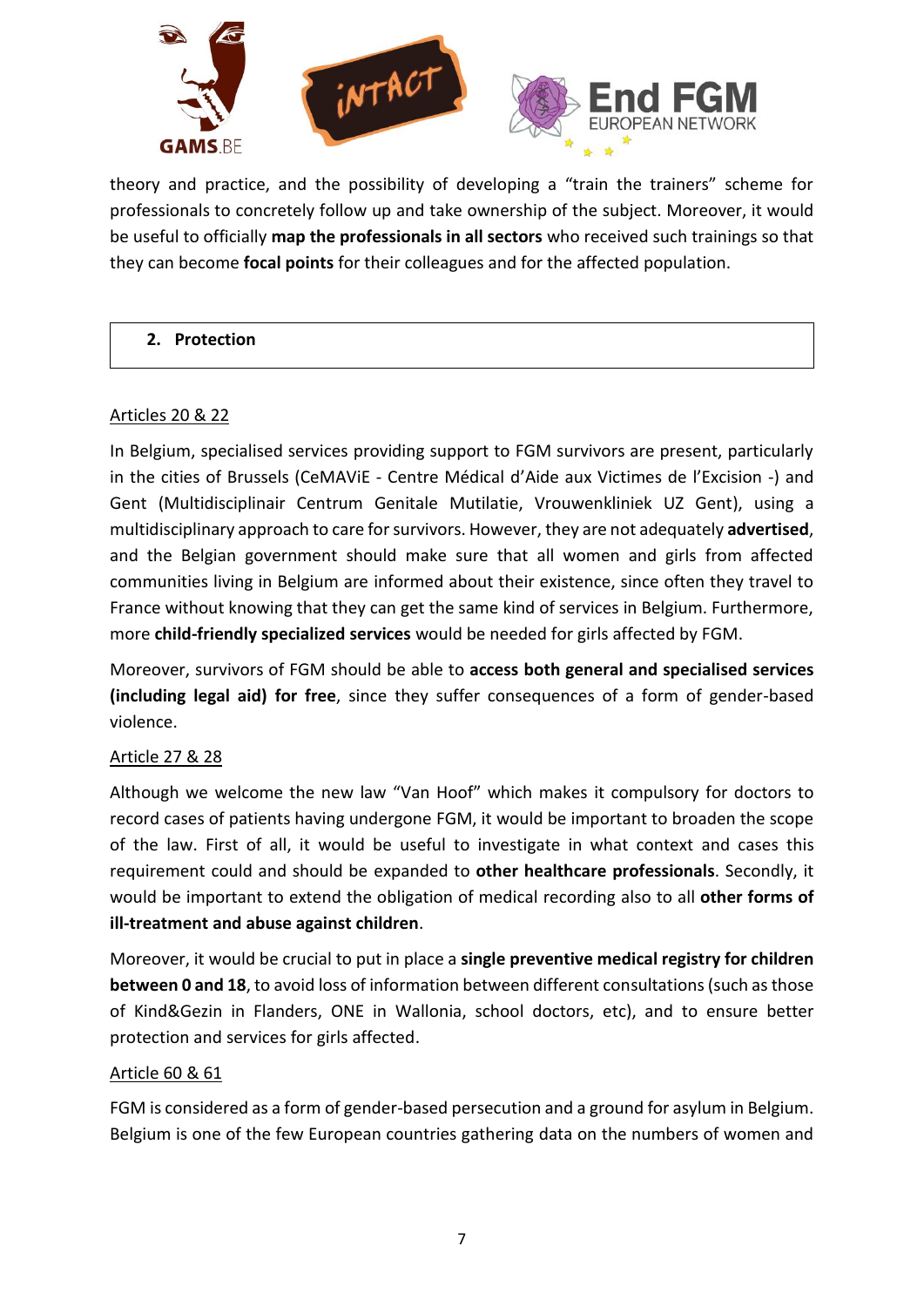theory and practice, and the possibility of developing a "train the trainers" scheme for professionals to concretely follow up and take ownership of the subject. Moreover, it would be useful to officially **map the professionals in all sectors** who received such trainings so that they can become **focal points** for their colleagues and for the affected population.

## 2. Protection

Articles 20 & 22

In Belgium, specialised services providing support to FGM survivors are present, particularly in the cities of Brussels (CeMAViE - Centre Médical d'Aide aux Victimes de l'Excision -) and Gent (Multidisciplinair Centrum Genitale Mutilatie, Vrouwenkliniek UZ Gent), using a multidisciplinary approach to care for survivors. However, they are not adequately **advertised**, and the Belgian government should make sure that all women and girls from affected communities living in Belgium are informed about their existence, since often they travel to France without knowing that they can get the same kind of services in Belgium. Furthermore, more **child-friendly specialized services** would be needed for girls affected by FGM.

Moreover, survivors of FGM should be able to **access both general and specialised services (including legal aid) for free**, since they suffer consequences of a form of gender-based violence.

Article 27 & 28

Although we welcome the new law "Van Hoof" which makes it compulsory for doctors to record cases of patients having undergone FGM, it would be important to broaden the scope of the law. First of all, it would be useful to investigate in what context and cases this requirement could and should be expanded to **other healthcare professionals**. Secondly, it would be important to extend the obligation of medical recording also to all **other forms of ill-treatment and abuse against children**.

Moreover, it would be crucial to put in place a **single preventive medical registry for children between 0 and 18**, to avoid loss of information between different consultations (such as those of Kind&Gezin in Flanders, ONE in Wallonia, school doctors, etc), and to ensure better protection and services for girls affected.

Article 60 & 61

FGM is considered as a form of gender-based persecution and a ground for asylum in Belgium. Belgium is one of the few European countries gathering data on the numbers of women and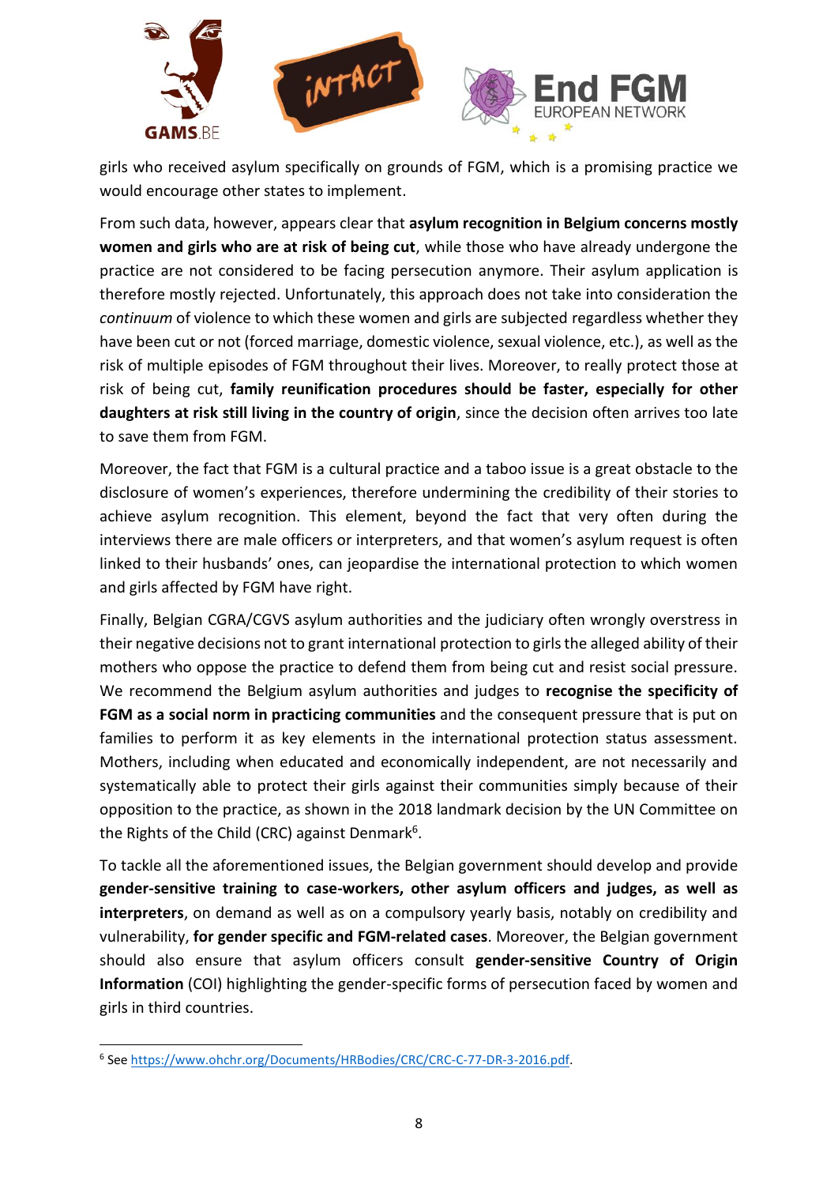girls who received asylum specifically on grounds of FGM, which is a promising practice we would encourage other states to implement.

From such data, however, appears clear that **asylum recognition in Belgium concerns mostly women and girls who are at risk of being cut**, while those who have already undergone the practice are not considered to be facing persecution anymore. Their asylum application is therefore mostly rejected. Unfortunately, this approach does not take into consideration the *continuum* of violence to which these women and girls are subjected regardless whether they have been cut or not (forced marriage, domestic violence, sexual violence, etc.), as well as the risk of multiple episodes of FGM throughout their lives. Moreover, to really protect those at risk of being cut, **family reunification procedures should be faster, especially for other daughters at risk still living in the country of origin**, since the decision often arrives too late to save them from FGM.

Moreover, the fact that FGM is a cultural practice and a taboo issue is a great obstacle to the disclosure of women's experiences, therefore undermining the credibility of their stories to achieve asylum recognition. This element, beyond the fact that very often during the interviews there are male officers or interpreters, and that women's asylum request is often linked to their husbands' ones, can jeopardise the international protection to which women and girls affected by FGM have right.

Finally, Belgian CGRA/CGVS asylum authorities and the judiciary often wrongly overstress in their negative decisions not to grant international protection to girls the alleged ability of their mothers who oppose the practice to defend them from being cut and resist social pressure. We recommend the Belgium asylum authorities and judges to **recognise the specificity of FGM as a social norm in practicing communities** and the consequent pressure that is put on families to perform it as key elements in the international protection status assessment. Mothers, including when educated and economically independent, are not necessarily and systematically able to protect their girls against their communities simply because of their opposition to the practice, as shown in the 2018 landmark decision by the UN Committee on the Rights of the Child (CRC) against Denmark[6].

To tackle all the aforementioned issues, the Belgian government should develop and provide **gender-sensitive training to case-workers, other asylum officers and judges, as well as interpreters**, on demand as well as on a compulsory yearly basis, notably on credibility and vulnerability, **for gender specific and FGM-related cases**. Moreover, the Belgian government should also ensure that asylum officers consult **gender-sensitive Country of Origin Information** (COI) highlighting the gender-specific forms of persecution faced by women and girls in third countries.

---

[6] See https://www.ohchr.org/Documents/HRBodies/CRC/CRC-C-77-DR-3-2016.pdf.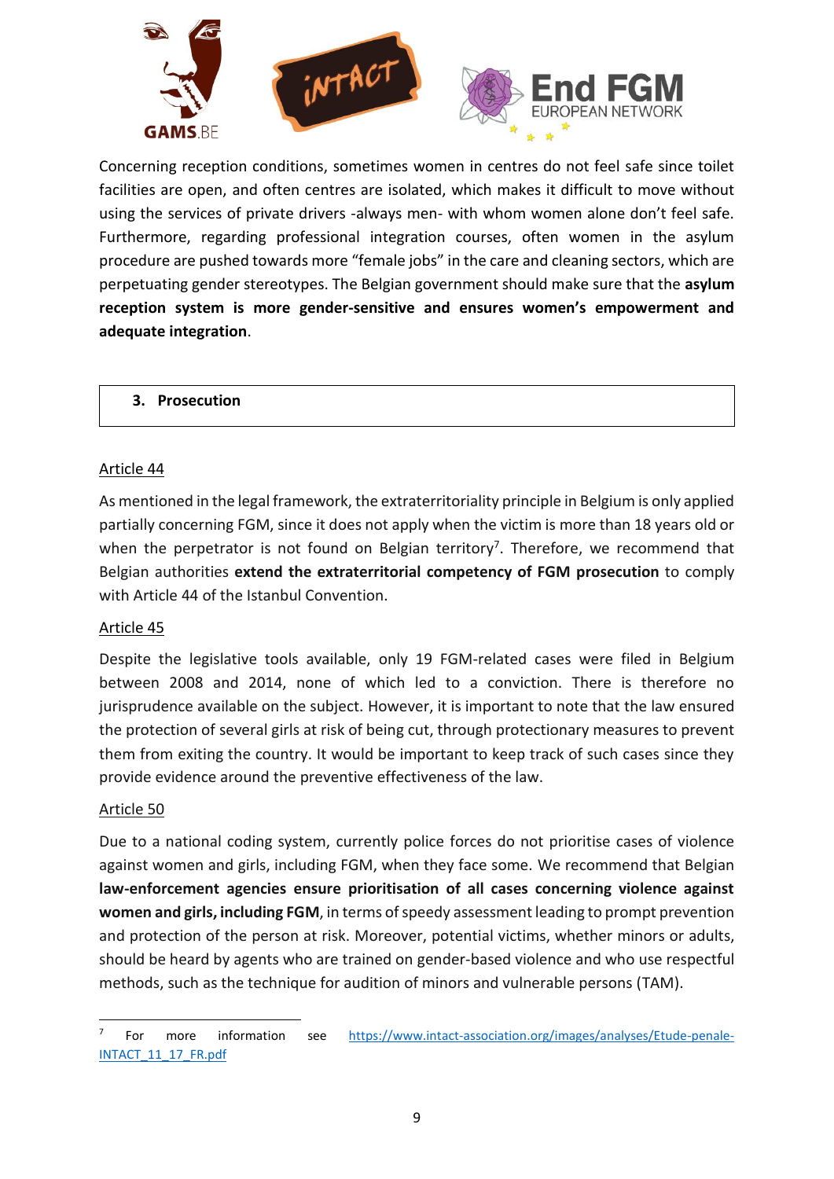Concerning reception conditions, sometimes women in centres do not feel safe since toilet facilities are open, and often centres are isolated, which makes it difficult to move without using the services of private drivers -always men- with whom women alone don't feel safe. Furthermore, regarding professional integration courses, often women in the asylum procedure are pushed towards more "female jobs" in the care and cleaning sectors, which are perpetuating gender stereotypes. The Belgian government should make sure that the **asylum reception system is more gender-sensitive and ensures women's empowerment and adequate integration**.

## 3. Prosecution

### Article 44

As mentioned in the legal framework, the extraterritoriality principle in Belgium is only applied partially concerning FGM, since it does not apply when the victim is more than 18 years old or when the perpetrator is not found on Belgian territory[7]. Therefore, we recommend that Belgian authorities **extend the extraterritorial competency of FGM prosecution** to comply with Article 44 of the Istanbul Convention.

### Article 45

Despite the legislative tools available, only 19 FGM-related cases were filed in Belgium between 2008 and 2014, none of which led to a conviction. There is therefore no jurisprudence available on the subject. However, it is important to note that the law ensured the protection of several girls at risk of being cut, through protectionary measures to prevent them from exiting the country. It would be important to keep track of such cases since they provide evidence around the preventive effectiveness of the law.

### Article 50

Due to a national coding system, currently police forces do not prioritise cases of violence against women and girls, including FGM, when they face some. We recommend that Belgian **law-enforcement agencies ensure prioritisation of all cases concerning violence against women and girls, including FGM**, in terms of speedy assessment leading to prompt prevention and protection of the person at risk. Moreover, potential victims, whether minors or adults, should be heard by agents who are trained on gender-based violence and who use respectful methods, such as the technique for audition of minors and vulnerable persons (TAM).

---

[7] For more information see https://www.intact-association.org/images/analyses/Etude-penale-INTACT_11_17_FR.pdf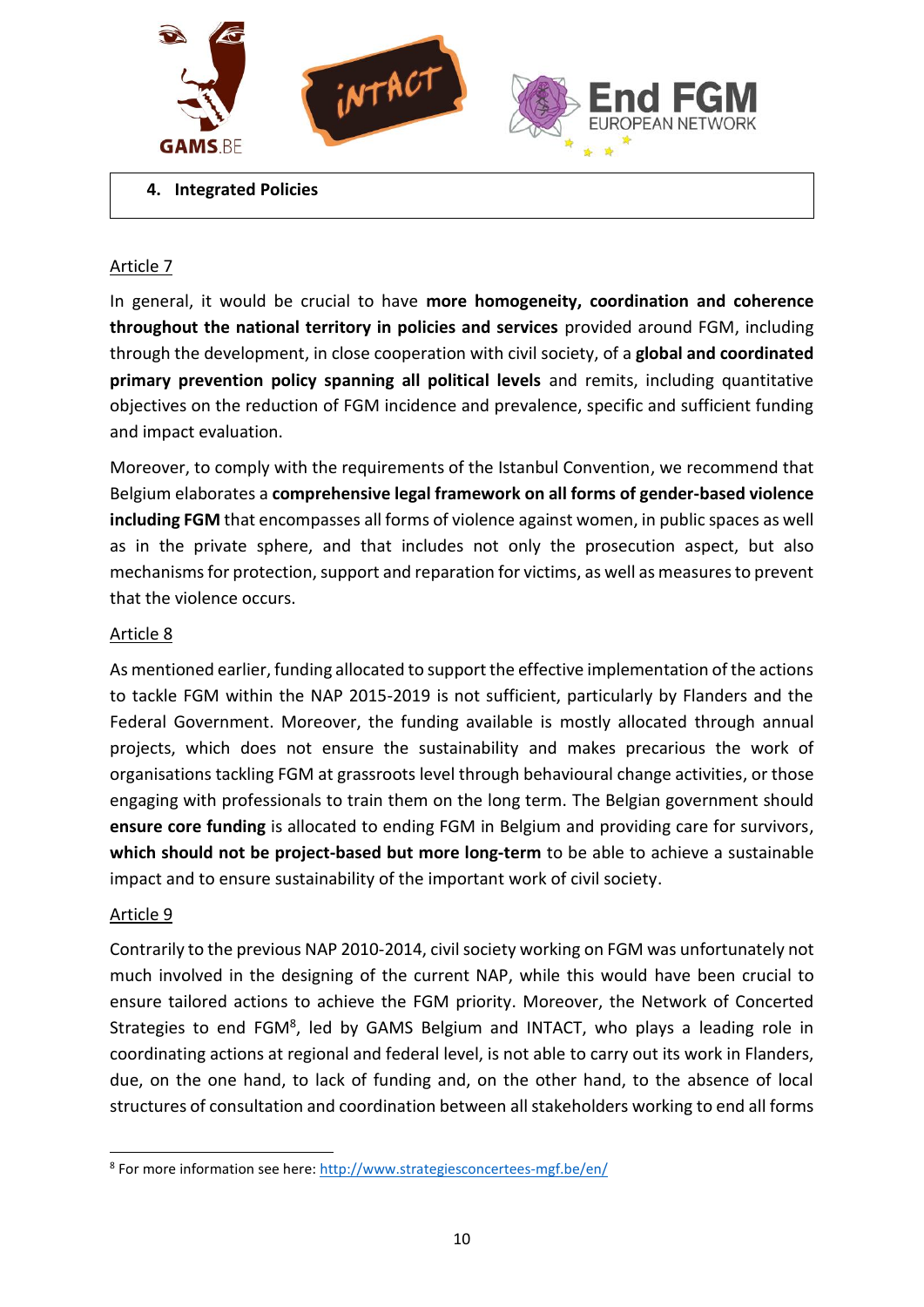## 4. Integrated Policies

Article 7

In general, it would be crucial to have **more homogeneity, coordination and coherence throughout the national territory in policies and services** provided around FGM, including through the development, in close cooperation with civil society, of a **global and coordinated primary prevention policy spanning all political levels** and remits, including quantitative objectives on the reduction of FGM incidence and prevalence, specific and sufficient funding and impact evaluation.

Moreover, to comply with the requirements of the Istanbul Convention, we recommend that Belgium elaborates a **comprehensive legal framework on all forms of gender-based violence including FGM** that encompasses all forms of violence against women, in public spaces as well as in the private sphere, and that includes not only the prosecution aspect, but also mechanisms for protection, support and reparation for victims, as well as measures to prevent that the violence occurs.

Article 8

As mentioned earlier, funding allocated to support the effective implementation of the actions to tackle FGM within the NAP 2015-2019 is not sufficient, particularly by Flanders and the Federal Government. Moreover, the funding available is mostly allocated through annual projects, which does not ensure the sustainability and makes precarious the work of organisations tackling FGM at grassroots level through behavioural change activities, or those engaging with professionals to train them on the long term. The Belgian government should **ensure core funding** is allocated to ending FGM in Belgium and providing care for survivors, **which should not be project-based but more long-term** to be able to achieve a sustainable impact and to ensure sustainability of the important work of civil society.

Article 9

Contrarily to the previous NAP 2010-2014, civil society working on FGM was unfortunately not much involved in the designing of the current NAP, while this would have been crucial to ensure tailored actions to achieve the FGM priority. Moreover, the Network of Concerted Strategies to end FGM[8], led by GAMS Belgium and INTACT, who plays a leading role in coordinating actions at regional and federal level, is not able to carry out its work in Flanders, due, on the one hand, to lack of funding and, on the other hand, to the absence of local structures of consultation and coordination between all stakeholders working to end all forms

[8] For more information see here: http://www.strategiesconcertees-mgf.be/en/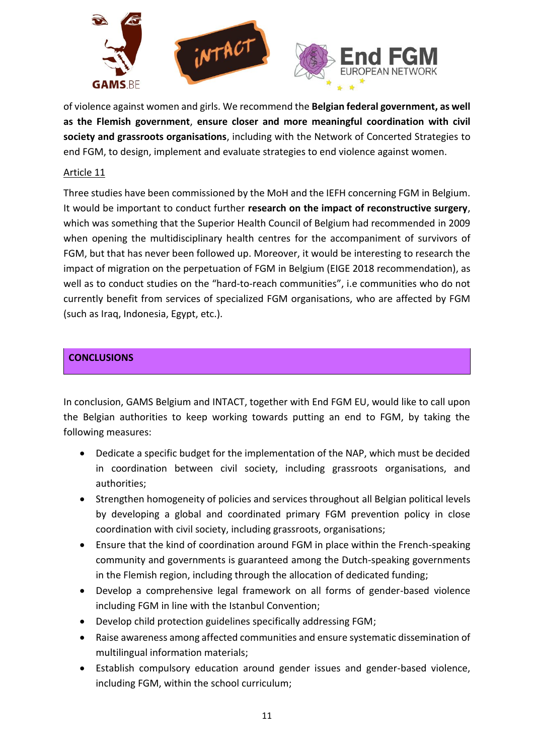of violence against women and girls. We recommend the **Belgian federal government, as well as the Flemish government**, **ensure closer and more meaningful coordination with civil society and grassroots organisations**, including with the Network of Concerted Strategies to end FGM, to design, implement and evaluate strategies to end violence against women.

Article 11

Three studies have been commissioned by the MoH and the IEFH concerning FGM in Belgium. It would be important to conduct further **research on the impact of reconstructive surgery**, which was something that the Superior Health Council of Belgium had recommended in 2009 when opening the multidisciplinary health centres for the accompaniment of survivors of FGM, but that has never been followed up. Moreover, it would be interesting to research the impact of migration on the perpetuation of FGM in Belgium (EIGE 2018 recommendation), as well as to conduct studies on the "hard-to-reach communities", i.e communities who do not currently benefit from services of specialized FGM organisations, who are affected by FGM (such as Iraq, Indonesia, Egypt, etc.).

## CONCLUSIONS

In conclusion, GAMS Belgium and INTACT, together with End FGM EU, would like to call upon the Belgian authorities to keep working towards putting an end to FGM, by taking the following measures:

- Dedicate a specific budget for the implementation of the NAP, which must be decided in coordination between civil society, including grassroots organisations, and authorities;
- Strengthen homogeneity of policies and services throughout all Belgian political levels by developing a global and coordinated primary FGM prevention policy in close coordination with civil society, including grassroots, organisations;
- Ensure that the kind of coordination around FGM in place within the French-speaking community and governments is guaranteed among the Dutch-speaking governments in the Flemish region, including through the allocation of dedicated funding;
- Develop a comprehensive legal framework on all forms of gender-based violence including FGM in line with the Istanbul Convention;
- Develop child protection guidelines specifically addressing FGM;
- Raise awareness among affected communities and ensure systematic dissemination of multilingual information materials;
- Establish compulsory education around gender issues and gender-based violence, including FGM, within the school curriculum;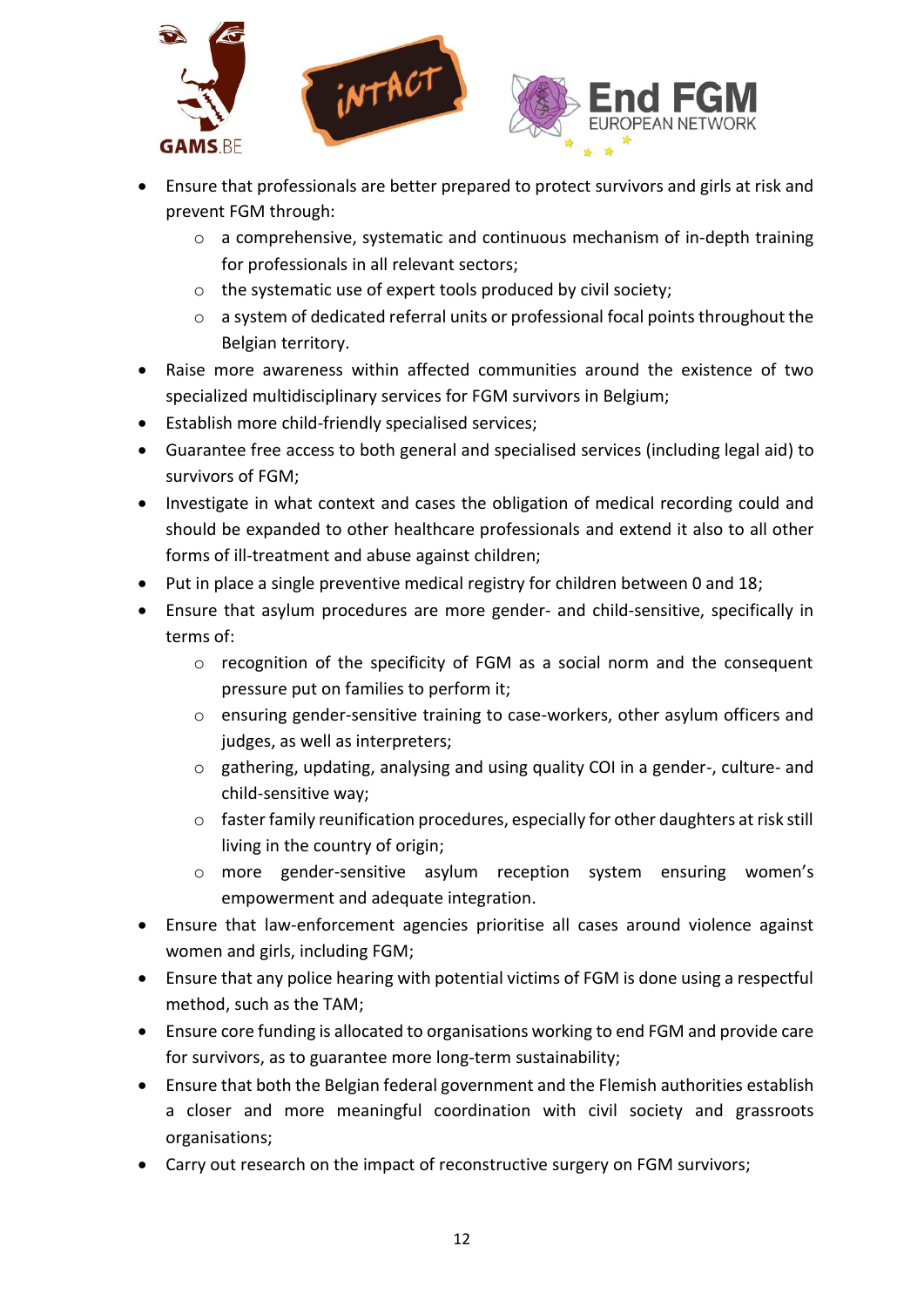- Ensure that professionals are better prepared to protect survivors and girls at risk and prevent FGM through:
    - a comprehensive, systematic and continuous mechanism of in-depth training for professionals in all relevant sectors;
    - the systematic use of expert tools produced by civil society;
    - a system of dedicated referral units or professional focal points throughout the Belgian territory.
- Raise more awareness within affected communities around the existence of two specialized multidisciplinary services for FGM survivors in Belgium;
- Establish more child-friendly specialised services;
- Guarantee free access to both general and specialised services (including legal aid) to survivors of FGM;
- Investigate in what context and cases the obligation of medical recording could and should be expanded to other healthcare professionals and extend it also to all other forms of ill-treatment and abuse against children;
- Put in place a single preventive medical registry for children between 0 and 18;
- Ensure that asylum procedures are more gender- and child-sensitive, specifically in terms of:
    - recognition of the specificity of FGM as a social norm and the consequent pressure put on families to perform it;
    - ensuring gender-sensitive training to case-workers, other asylum officers and judges, as well as interpreters;
    - gathering, updating, analysing and using quality COI in a gender-, culture- and child-sensitive way;
    - faster family reunification procedures, especially for other daughters at risk still living in the country of origin;
    - more gender-sensitive asylum reception system ensuring women's empowerment and adequate integration.
- Ensure that law-enforcement agencies prioritise all cases around violence against women and girls, including FGM;
- Ensure that any police hearing with potential victims of FGM is done using a respectful method, such as the TAM;
- Ensure core funding is allocated to organisations working to end FGM and provide care for survivors, as to guarantee more long-term sustainability;
- Ensure that both the Belgian federal government and the Flemish authorities establish a closer and more meaningful coordination with civil society and grassroots organisations;
- Carry out research on the impact of reconstructive surgery on FGM survivors;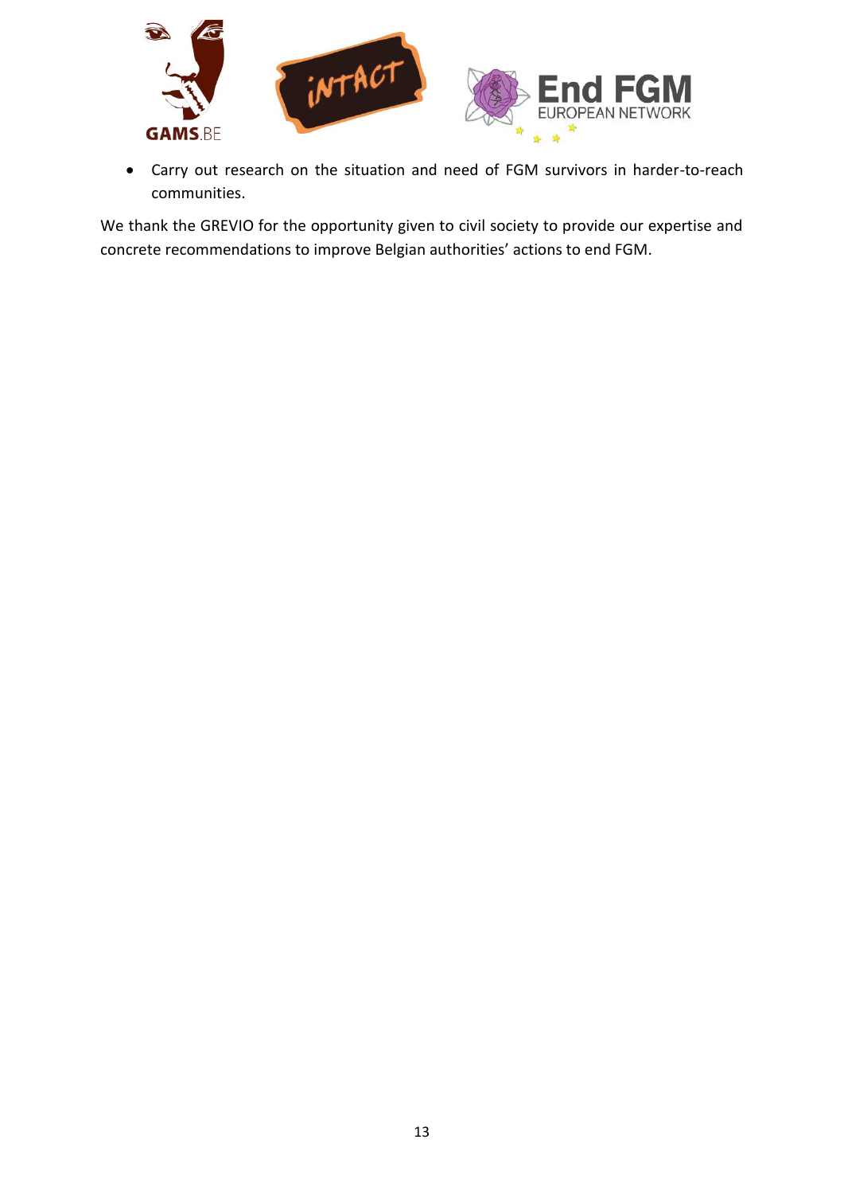- Carry out research on the situation and need of FGM survivors in harder-to-reach communities.

We thank the GREVIO for the opportunity given to civil society to provide our expertise and concrete recommendations to improve Belgian authorities' actions to end FGM.